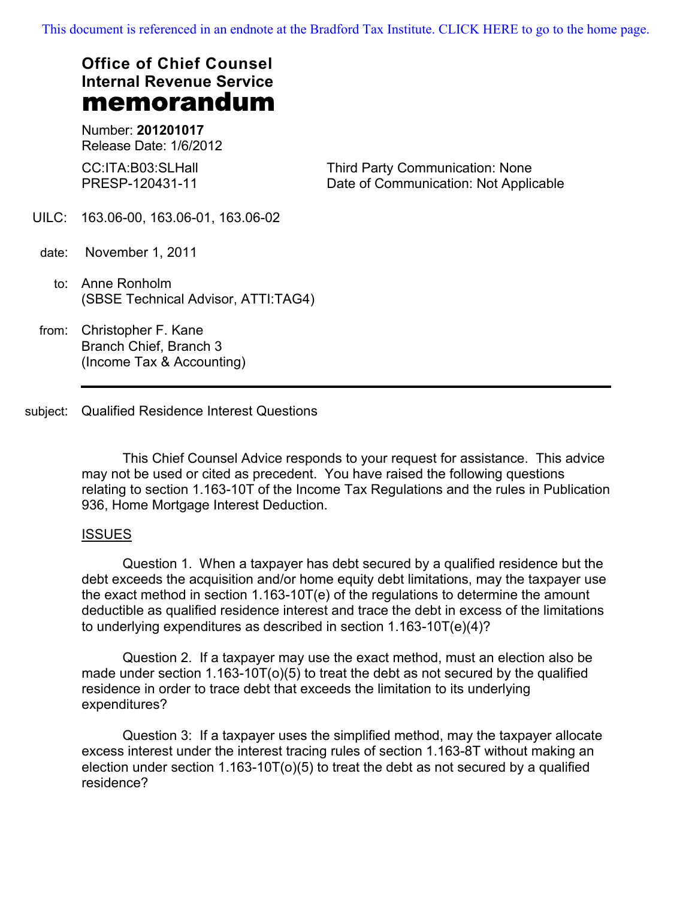This document is referenced in an endnote at the Bradford Tax Institute. CLICK HERE to go to the home page.

**Office of Chief Counsel**
**Internal Revenue Service**
# memorandum

Number: **201201017**
Release Date: 1/6/2012

CC:ITA:B03:SLHall
PRESP-120431-11

Third Party Communication: None
Date of Communication: Not Applicable

UILC: 163.06-00, 163.06-01, 163.06-02

date: November 1, 2011

to: Anne Ronholm
(SBSE Technical Advisor, ATTI:TAG4)

from: Christopher F. Kane
Branch Chief, Branch 3
(Income Tax & Accounting)

---

subject: Qualified Residence Interest Questions

This Chief Counsel Advice responds to your request for assistance. This advice may not be used or cited as precedent. You have raised the following questions relating to section 1.163-10T of the Income Tax Regulations and the rules in Publication 936, Home Mortgage Interest Deduction.

ISSUES

Question 1. When a taxpayer has debt secured by a qualified residence but the debt exceeds the acquisition and/or home equity debt limitations, may the taxpayer use the exact method in section 1.163-10T(e) of the regulations to determine the amount deductible as qualified residence interest and trace the debt in excess of the limitations to underlying expenditures as described in section 1.163-10T(e)(4)?

Question 2. If a taxpayer may use the exact method, must an election also be made under section 1.163-10T(o)(5) to treat the debt as not secured by the qualified residence in order to trace debt that exceeds the limitation to its underlying expenditures?

Question 3: If a taxpayer uses the simplified method, may the taxpayer allocate excess interest under the interest tracing rules of section 1.163-8T without making an election under section 1.163-10T(o)(5) to treat the debt as not secured by a qualified residence?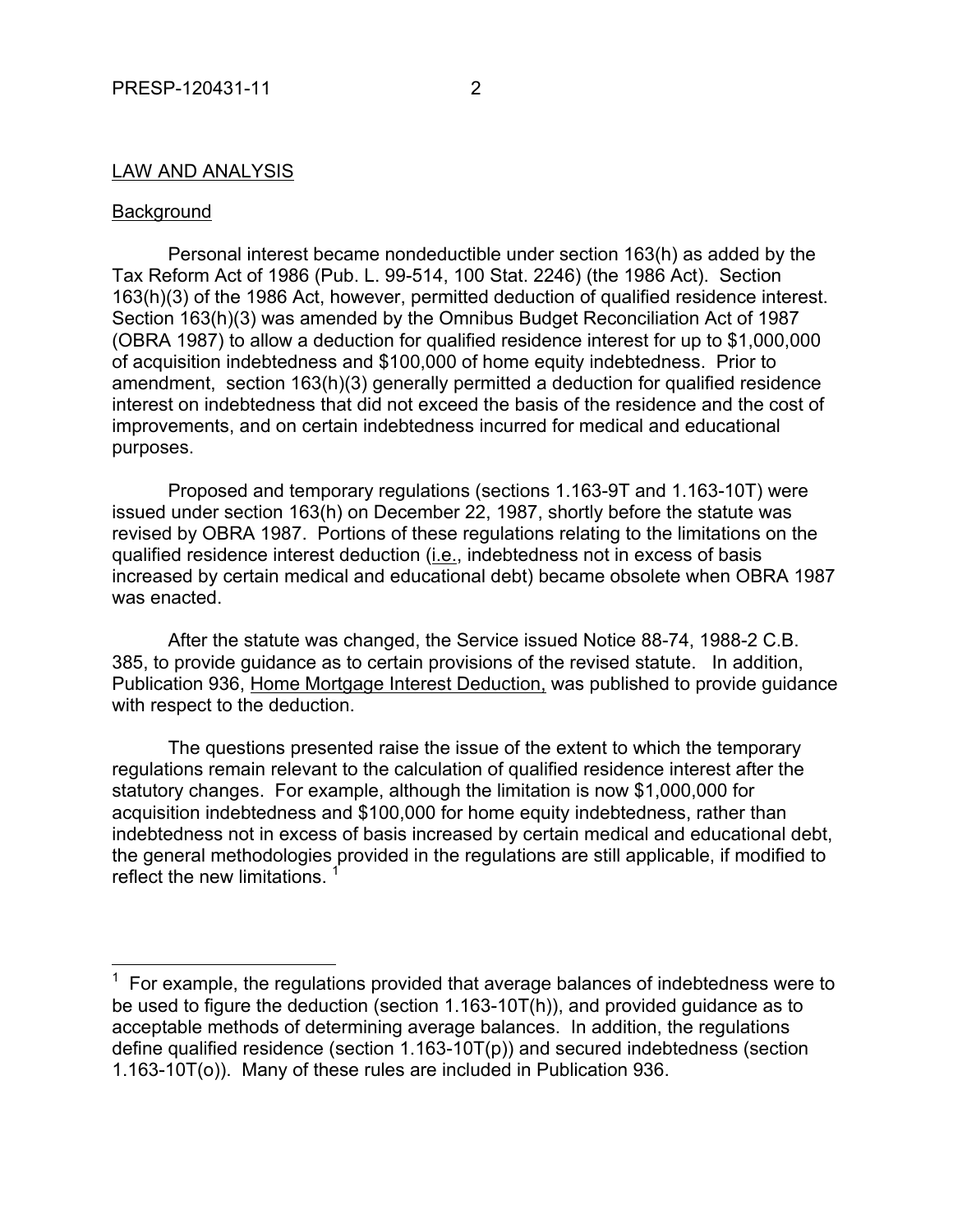## LAW AND ANALYSIS

### Background

Personal interest became nondeductible under section 163(h) as added by the Tax Reform Act of 1986 (Pub. L. 99-514, 100 Stat. 2246) (the 1986 Act). Section 163(h)(3) of the 1986 Act, however, permitted deduction of qualified residence interest. Section 163(h)(3) was amended by the Omnibus Budget Reconciliation Act of 1987 (OBRA 1987) to allow a deduction for qualified residence interest for up to $1,000,000 of acquisition indebtedness and $100,000 of home equity indebtedness. Prior to amendment, section 163(h)(3) generally permitted a deduction for qualified residence interest on indebtedness that did not exceed the basis of the residence and the cost of improvements, and on certain indebtedness incurred for medical and educational purposes.

Proposed and temporary regulations (sections 1.163-9T and 1.163-10T) were issued under section 163(h) on December 22, 1987, shortly before the statute was revised by OBRA 1987. Portions of these regulations relating to the limitations on the qualified residence interest deduction (i.e., indebtedness not in excess of basis increased by certain medical and educational debt) became obsolete when OBRA 1987 was enacted.

After the statute was changed, the Service issued Notice 88-74, 1988-2 C.B. 385, to provide guidance as to certain provisions of the revised statute. In addition, Publication 936, Home Mortgage Interest Deduction, was published to provide guidance with respect to the deduction.

The questions presented raise the issue of the extent to which the temporary regulations remain relevant to the calculation of qualified residence interest after the statutory changes. For example, although the limitation is now $1,000,000 for acquisition indebtedness and $100,000 for home equity indebtedness, rather than indebtedness not in excess of basis increased by certain medical and educational debt, the general methodologies provided in the regulations are still applicable, if modified to reflect the new limitations. [1]

---

[1] For example, the regulations provided that average balances of indebtedness were to be used to figure the deduction (section 1.163-10T(h)), and provided guidance as to acceptable methods of determining average balances. In addition, the regulations define qualified residence (section 1.163-10T(p)) and secured indebtedness (section 1.163-10T(o)). Many of these rules are included in Publication 936.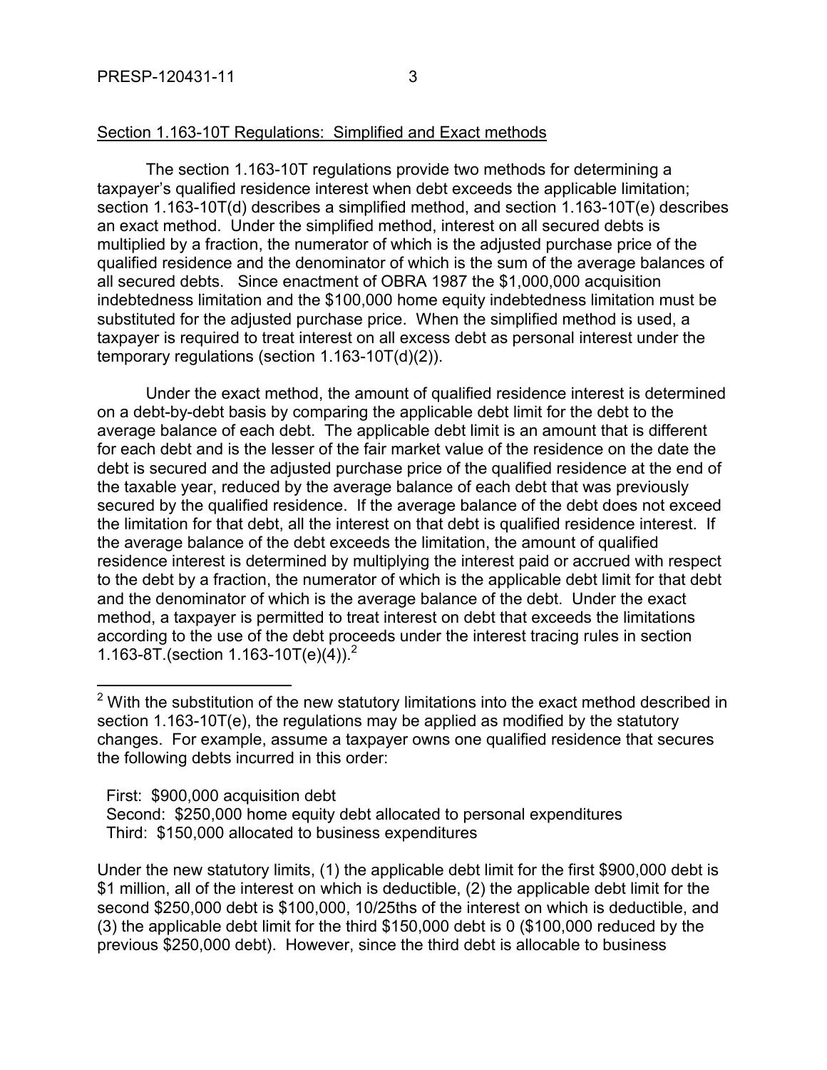Section 1.163-10T Regulations: Simplified and Exact methods

The section 1.163-10T regulations provide two methods for determining a taxpayer's qualified residence interest when debt exceeds the applicable limitation; section 1.163-10T(d) describes a simplified method, and section 1.163-10T(e) describes an exact method. Under the simplified method, interest on all secured debts is multiplied by a fraction, the numerator of which is the adjusted purchase price of the qualified residence and the denominator of which is the sum of the average balances of all secured debts. Since enactment of OBRA 1987 the $1,000,000 acquisition indebtedness limitation and the $100,000 home equity indebtedness limitation must be substituted for the adjusted purchase price. When the simplified method is used, a taxpayer is required to treat interest on all excess debt as personal interest under the temporary regulations (section 1.163-10T(d)(2)).

Under the exact method, the amount of qualified residence interest is determined on a debt-by-debt basis by comparing the applicable debt limit for the debt to the average balance of each debt. The applicable debt limit is an amount that is different for each debt and is the lesser of the fair market value of the residence on the date the debt is secured and the adjusted purchase price of the qualified residence at the end of the taxable year, reduced by the average balance of each debt that was previously secured by the qualified residence. If the average balance of the debt does not exceed the limitation for that debt, all the interest on that debt is qualified residence interest. If the average balance of the debt exceeds the limitation, the amount of qualified residence interest is determined by multiplying the interest paid or accrued with respect to the debt by a fraction, the numerator of which is the applicable debt limit for that debt and the denominator of which is the average balance of the debt. Under the exact method, a taxpayer is permitted to treat interest on debt that exceeds the limitations according to the use of the debt proceeds under the interest tracing rules in section 1.163-8T.(section 1.163-10T(e)(4)).[2]

[2] With the substitution of the new statutory limitations into the exact method described in section 1.163-10T(e), the regulations may be applied as modified by the statutory changes. For example, assume a taxpayer owns one qualified residence that secures the following debts incurred in this order:

First: $900,000 acquisition debt
Second: $250,000 home equity debt allocated to personal expenditures
Third: $150,000 allocated to business expenditures

Under the new statutory limits, (1) the applicable debt limit for the first $900,000 debt is $1 million, all of the interest on which is deductible, (2) the applicable debt limit for the second $250,000 debt is $100,000, 10/25ths of the interest on which is deductible, and (3) the applicable debt limit for the third $150,000 debt is 0 ($100,000 reduced by the previous $250,000 debt). However, since the third debt is allocable to business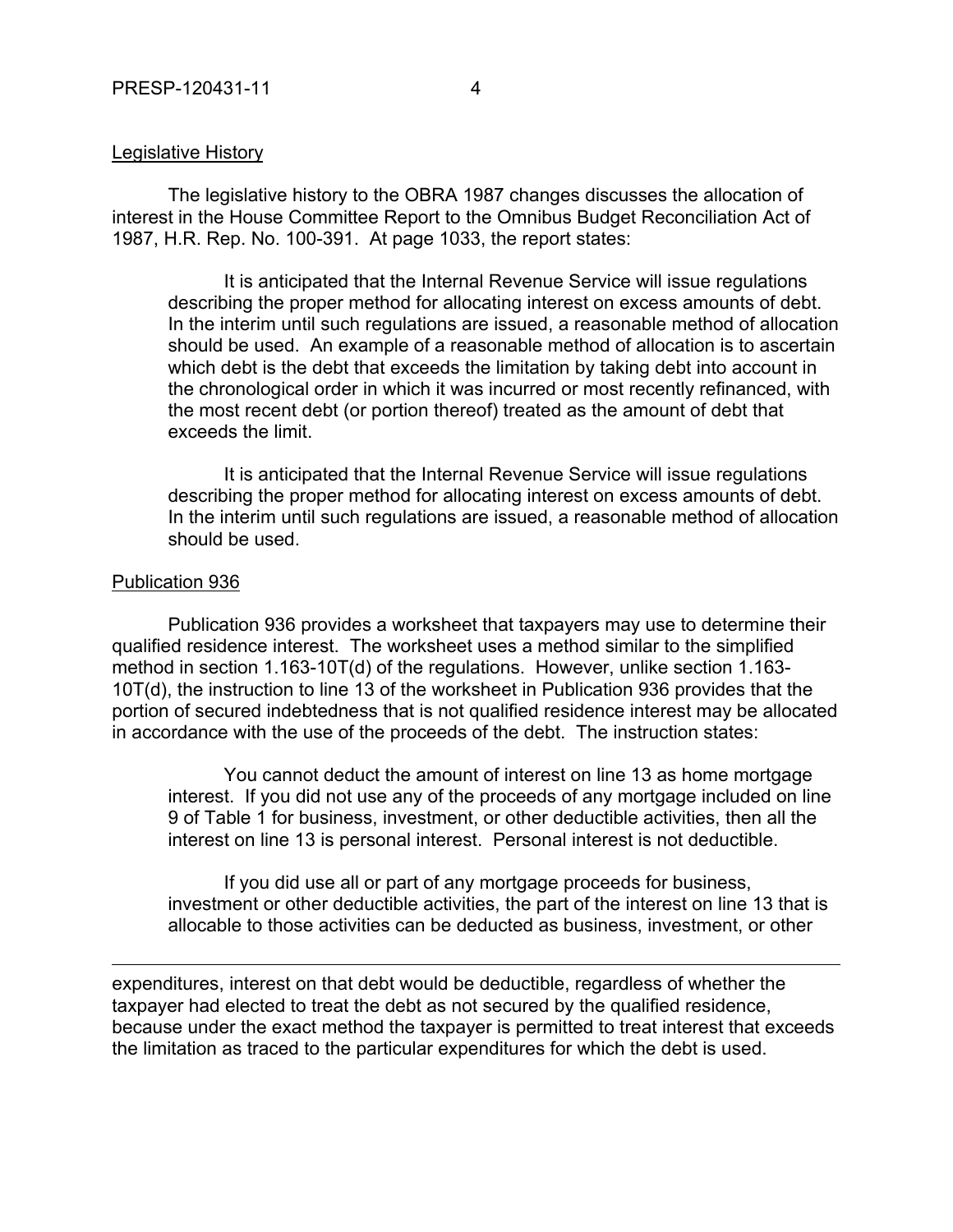Legislative History

The legislative history to the OBRA 1987 changes discusses the allocation of interest in the House Committee Report to the Omnibus Budget Reconciliation Act of 1987, H.R. Rep. No. 100-391. At page 1033, the report states:

> It is anticipated that the Internal Revenue Service will issue regulations describing the proper method for allocating interest on excess amounts of debt. In the interim until such regulations are issued, a reasonable method of allocation should be used. An example of a reasonable method of allocation is to ascertain which debt is the debt that exceeds the limitation by taking debt into account in the chronological order in which it was incurred or most recently refinanced, with the most recent debt (or portion thereof) treated as the amount of debt that exceeds the limit.
>
> It is anticipated that the Internal Revenue Service will issue regulations describing the proper method for allocating interest on excess amounts of debt. In the interim until such regulations are issued, a reasonable method of allocation should be used.

Publication 936

Publication 936 provides a worksheet that taxpayers may use to determine their qualified residence interest. The worksheet uses a method similar to the simplified method in section 1.163-10T(d) of the regulations. However, unlike section 1.163-10T(d), the instruction to line 13 of the worksheet in Publication 936 provides that the portion of secured indebtedness that is not qualified residence interest may be allocated in accordance with the use of the proceeds of the debt. The instruction states:

> You cannot deduct the amount of interest on line 13 as home mortgage interest. If you did not use any of the proceeds of any mortgage included on line 9 of Table 1 for business, investment, or other deductible activities, then all the interest on line 13 is personal interest. Personal interest is not deductible.
>
> If you did use all or part of any mortgage proceeds for business, investment or other deductible activities, the part of the interest on line 13 that is allocable to those activities can be deducted as business, investment, or other

---

expenditures, interest on that debt would be deductible, regardless of whether the taxpayer had elected to treat the debt as not secured by the qualified residence, because under the exact method the taxpayer is permitted to treat interest that exceeds the limitation as traced to the particular expenditures for which the debt is used.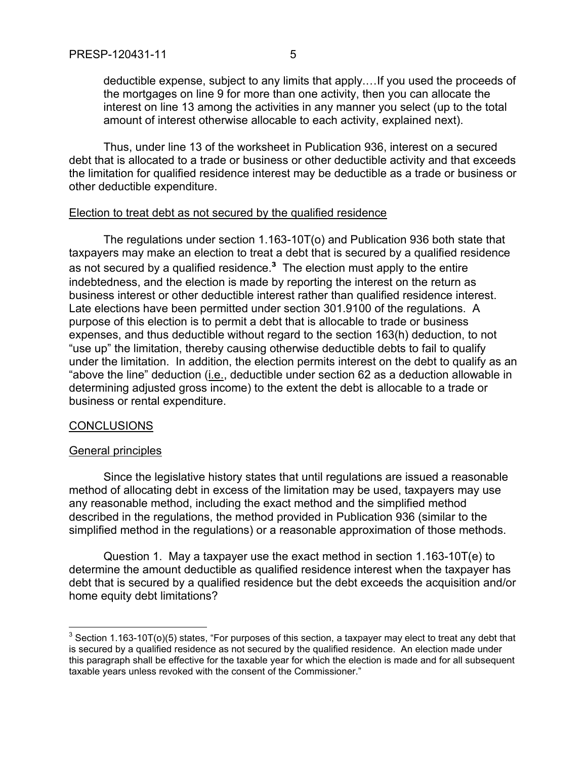deductible expense, subject to any limits that apply.…If you used the proceeds of the mortgages on line 9 for more than one activity, then you can allocate the interest on line 13 among the activities in any manner you select (up to the total amount of interest otherwise allocable to each activity, explained next).

Thus, under line 13 of the worksheet in Publication 936, interest on a secured debt that is allocated to a trade or business or other deductible activity and that exceeds the limitation for qualified residence interest may be deductible as a trade or business or other deductible expenditure.

Election to treat debt as not secured by the qualified residence

The regulations under section 1.163-10T(o) and Publication 936 both state that taxpayers may make an election to treat a debt that is secured by a qualified residence as not secured by a qualified residence.[3] The election must apply to the entire indebtedness, and the election is made by reporting the interest on the return as business interest or other deductible interest rather than qualified residence interest. Late elections have been permitted under section 301.9100 of the regulations. A purpose of this election is to permit a debt that is allocable to trade or business expenses, and thus deductible without regard to the section 163(h) deduction, to not "use up" the limitation, thereby causing otherwise deductible debts to fail to qualify under the limitation. In addition, the election permits interest on the debt to qualify as an "above the line" deduction (i.e., deductible under section 62 as a deduction allowable in determining adjusted gross income) to the extent the debt is allocable to a trade or business or rental expenditure.

CONCLUSIONS

General principles

Since the legislative history states that until regulations are issued a reasonable method of allocating debt in excess of the limitation may be used, taxpayers may use any reasonable method, including the exact method and the simplified method described in the regulations, the method provided in Publication 936 (similar to the simplified method in the regulations) or a reasonable approximation of those methods.

Question 1. May a taxpayer use the exact method in section 1.163-10T(e) to determine the amount deductible as qualified residence interest when the taxpayer has debt that is secured by a qualified residence but the debt exceeds the acquisition and/or home equity debt limitations?

[3] Section 1.163-10T(o)(5) states, "For purposes of this section, a taxpayer may elect to treat any debt that is secured by a qualified residence as not secured by the qualified residence. An election made under this paragraph shall be effective for the taxable year for which the election is made and for all subsequent taxable years unless revoked with the consent of the Commissioner."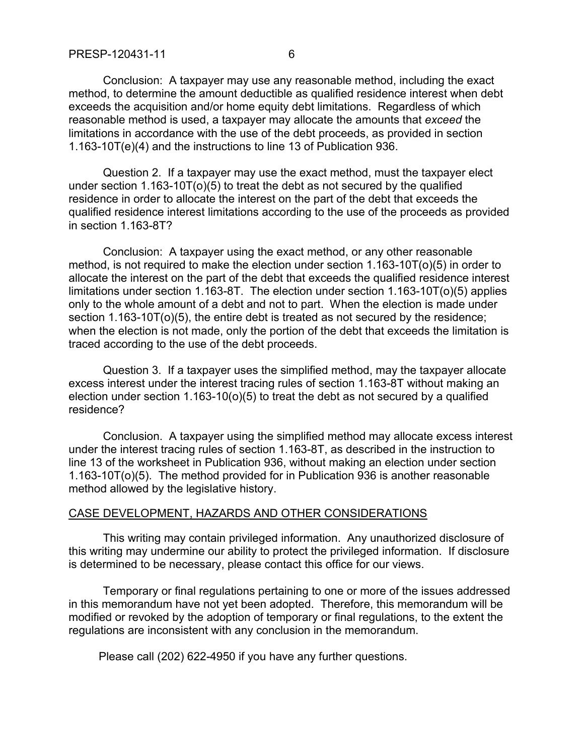Conclusion: A taxpayer may use any reasonable method, including the exact method, to determine the amount deductible as qualified residence interest when debt exceeds the acquisition and/or home equity debt limitations. Regardless of which reasonable method is used, a taxpayer may allocate the amounts that *exceed* the limitations in accordance with the use of the debt proceeds, as provided in section 1.163-10T(e)(4) and the instructions to line 13 of Publication 936.

Question 2. If a taxpayer may use the exact method, must the taxpayer elect under section 1.163-10T(o)(5) to treat the debt as not secured by the qualified residence in order to allocate the interest on the part of the debt that exceeds the qualified residence interest limitations according to the use of the proceeds as provided in section 1.163-8T?

Conclusion: A taxpayer using the exact method, or any other reasonable method, is not required to make the election under section 1.163-10T(o)(5) in order to allocate the interest on the part of the debt that exceeds the qualified residence interest limitations under section 1.163-8T. The election under section 1.163-10T(o)(5) applies only to the whole amount of a debt and not to part. When the election is made under section 1.163-10T(o)(5), the entire debt is treated as not secured by the residence; when the election is not made, only the portion of the debt that exceeds the limitation is traced according to the use of the debt proceeds.

Question 3. If a taxpayer uses the simplified method, may the taxpayer allocate excess interest under the interest tracing rules of section 1.163-8T without making an election under section 1.163-10(o)(5) to treat the debt as not secured by a qualified residence?

Conclusion. A taxpayer using the simplified method may allocate excess interest under the interest tracing rules of section 1.163-8T, as described in the instruction to line 13 of the worksheet in Publication 936, without making an election under section 1.163-10T(o)(5). The method provided for in Publication 936 is another reasonable method allowed by the legislative history.

## CASE DEVELOPMENT, HAZARDS AND OTHER CONSIDERATIONS

This writing may contain privileged information. Any unauthorized disclosure of this writing may undermine our ability to protect the privileged information. If disclosure is determined to be necessary, please contact this office for our views.

Temporary or final regulations pertaining to one or more of the issues addressed in this memorandum have not yet been adopted. Therefore, this memorandum will be modified or revoked by the adoption of temporary or final regulations, to the extent the regulations are inconsistent with any conclusion in the memorandum.

Please call (202) 622-4950 if you have any further questions.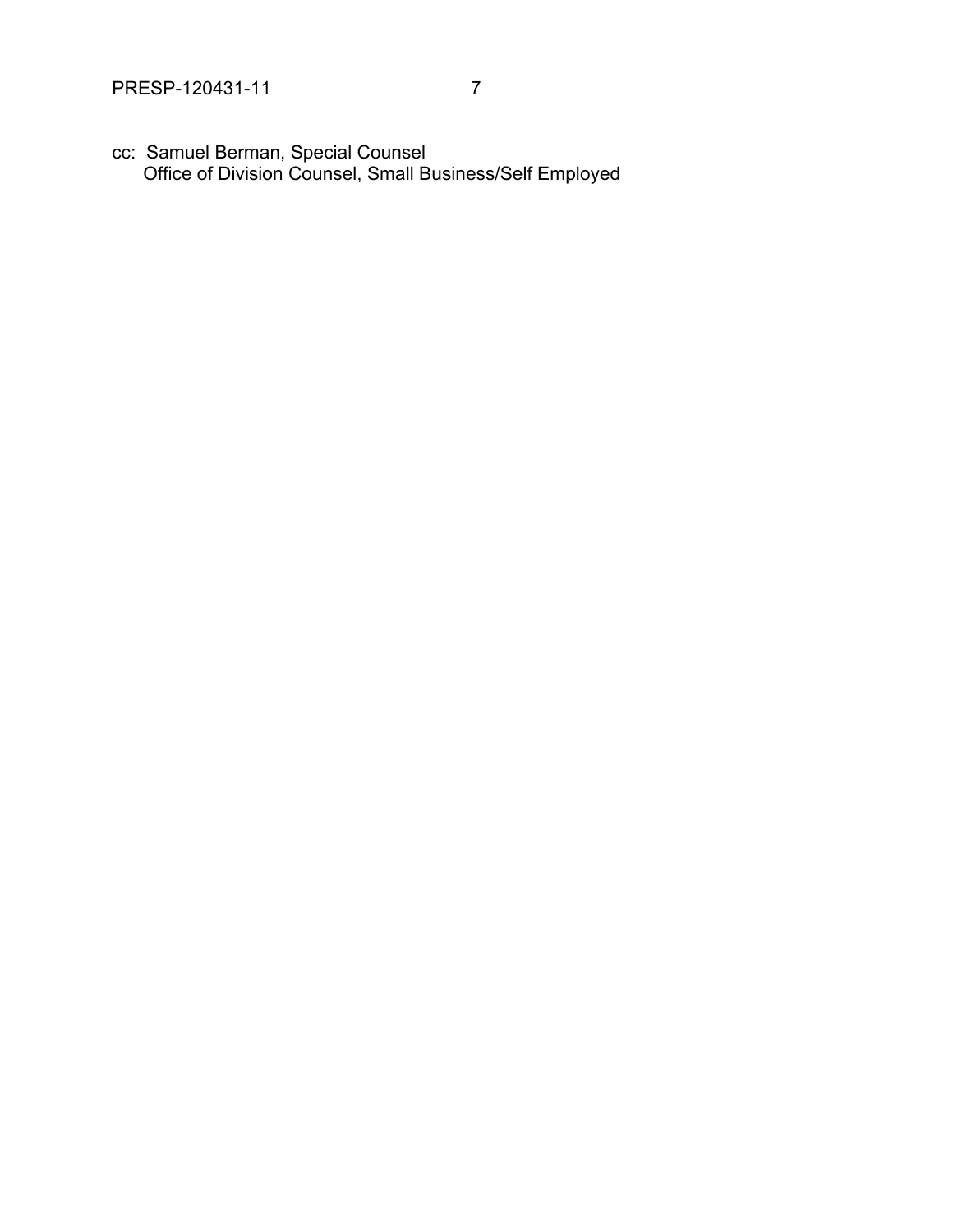cc: Samuel Berman, Special Counsel
Office of Division Counsel, Small Business/Self Employed